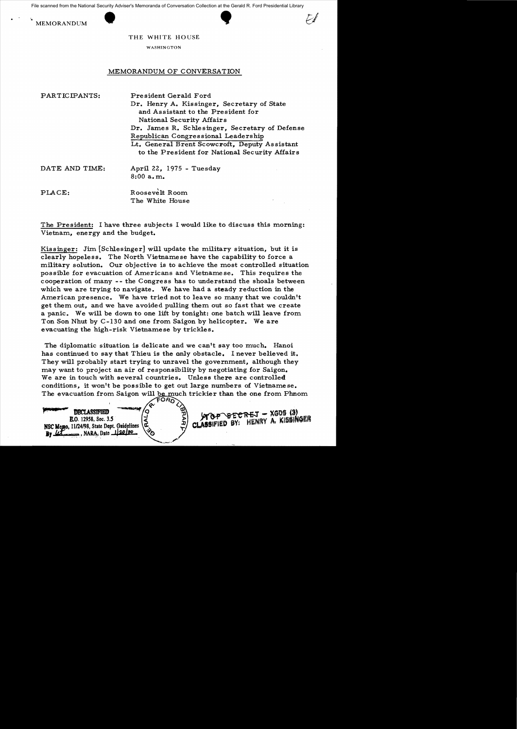File scanned from the National Security Adviser's Memoranda of Conversation Collection at the Gerald R. Ford Presidential Library

MEMORANDUM

THE WHITE HOUSE

WASHINGTON

## MEMORANDUM OF CONVERSATION

PARTICIPANTS: President Gerald Ford
Dr. Henry A. Kissinger, Secretary of State and Assistant to the President for National Security Affairs
Dr. James R. Schlesinger, Secretary of Defense
Republican Congressional Leadership
Lt. General Brent Scowcroft, Deputy Assistant to the President for National Security Affairs

DATE AND TIME: April 22, 1975 - Tuesday
8:00 a.m.

PLACE: Roosevelt Room
The White House

The President: I have three subjects I would like to discuss this morning: Vietnam, energy and the budget.

Kissinger: Jim [Schlesinger] will update the military situation, but it is clearly hopeless. The North Vietnamese have the capability to force a military solution. Our objective is to achieve the most controlled situation possible for evacuation of Americans and Vietnamese. This requires the cooperation of many -- the Congress has to understand the shoals between which we are trying to navigate. We have had a steady reduction in the American presence. We have tried not to leave so many that we couldn't get them out, and we have avoided pulling them out so fast that we create a panic. We will be down to one lift by tonight: one batch will leave from Ton Son Nhut by C-130 and one from Saigon by helicopter. We are evacuating the high-risk Vietnamese by trickles.

The diplomatic situation is delicate and we can't say too much. Hanoi has continued to say that Thieu is the only obstacle. I never believed it. They will probably start trying to unravel the government, although they may want to project an air of responsibility by negotiating for Saigon. We are in touch with several countries. Unless there are controlled conditions, it won't be possible to get out large numbers of Vietnamese. The evacuation from Saigon will be much trickier than the one from Phnom

DECLASSIFIED
E.O. 12958, Sec. 3.5
NSC Memo, 11/24/98, State Dept. Guidelines
By ___, NARA, Date 1/20/00

TOP SECRET - XGDS (3)
CLASSIFIED BY: HENRY A. KISSINGER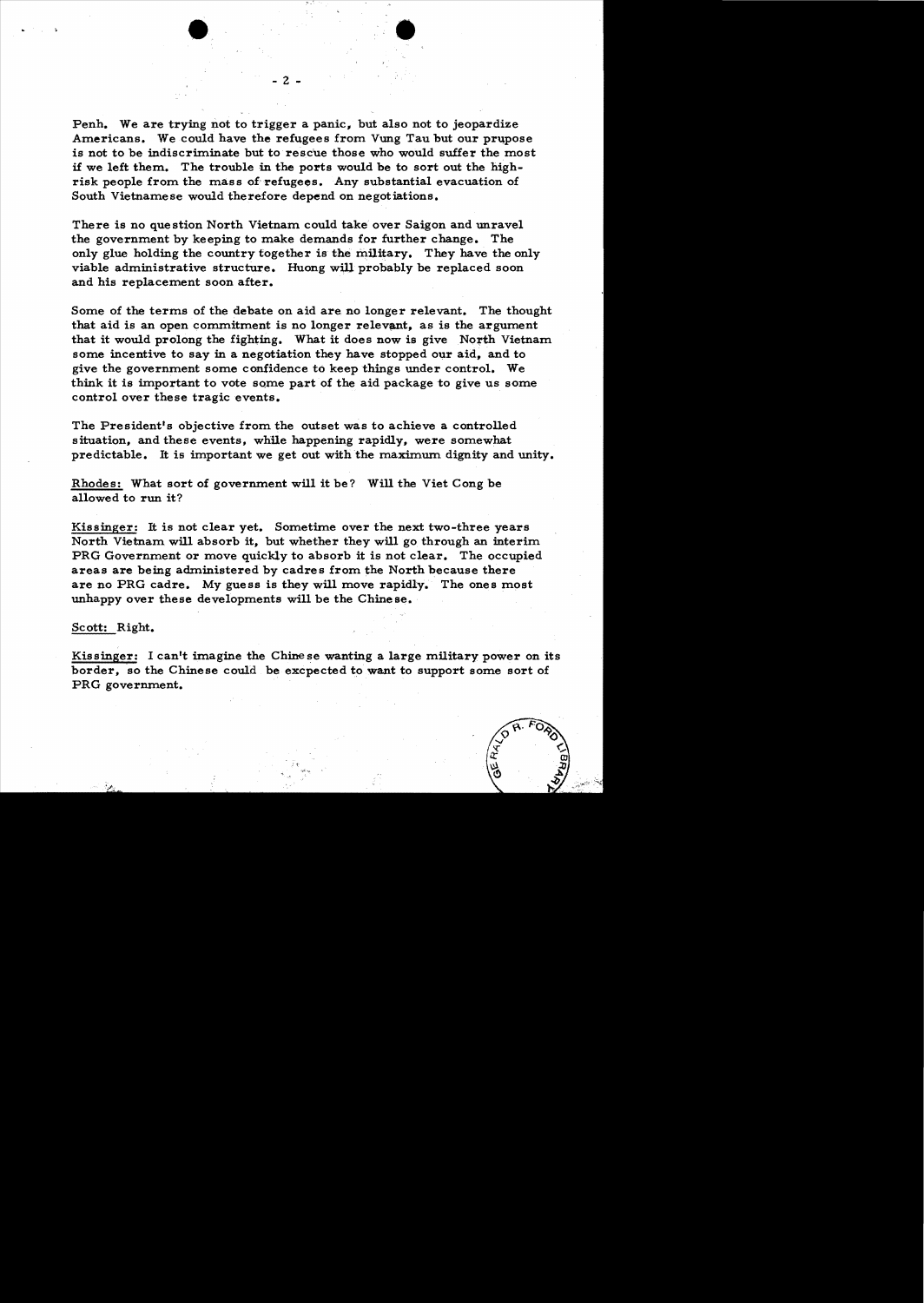Penh. We are trying not to trigger a panic, but also not to jeopardize Americans. We could have the refugees from Vung Tau but our prupose is not to be indiscriminate but to rescue those who would suffer the most if we left them. The trouble in the ports would be to sort out the high-risk people from the mass of refugees. Any substantial evacuation of South Vietnamese would therefore depend on negotiations.

There is no question North Vietnam could take over Saigon and unravel the government by keeping to make demands for further change. The only glue holding the country together is the military. They have the only viable administrative structure. Huong will probably be replaced soon and his replacement soon after.

Some of the terms of the debate on aid are no longer relevant. The thought that aid is an open commitment is no longer relevant, as is the argument that it would prolong the fighting. What it does now is give North Vietnam some incentive to say in a negotiation they have stopped our aid, and to give the government some confidence to keep things under control. We think it is important to vote some part of the aid package to give us some control over these tragic events.

The President's objective from the outset was to achieve a controlled situation, and these events, while happening rapidly, were somewhat predictable. It is important we get out with the maximum dignity and unity.

Rhodes: What sort of government will it be? Will the Viet Cong be allowed to run it?

Kissinger: It is not clear yet. Sometime over the next two-three years North Vietnam will absorb it, but whether they will go through an interim PRG Government or move quickly to absorb it is not clear. The occupied areas are being administered by cadres from the North because there are no PRG cadre. My guess is they will move rapidly. The ones most unhappy over these developments will be the Chinese.

Scott: Right.

Kissinger: I can't imagine the Chinese wanting a large military power on its border, so the Chinese could be excpected to want to support some sort of PRG government.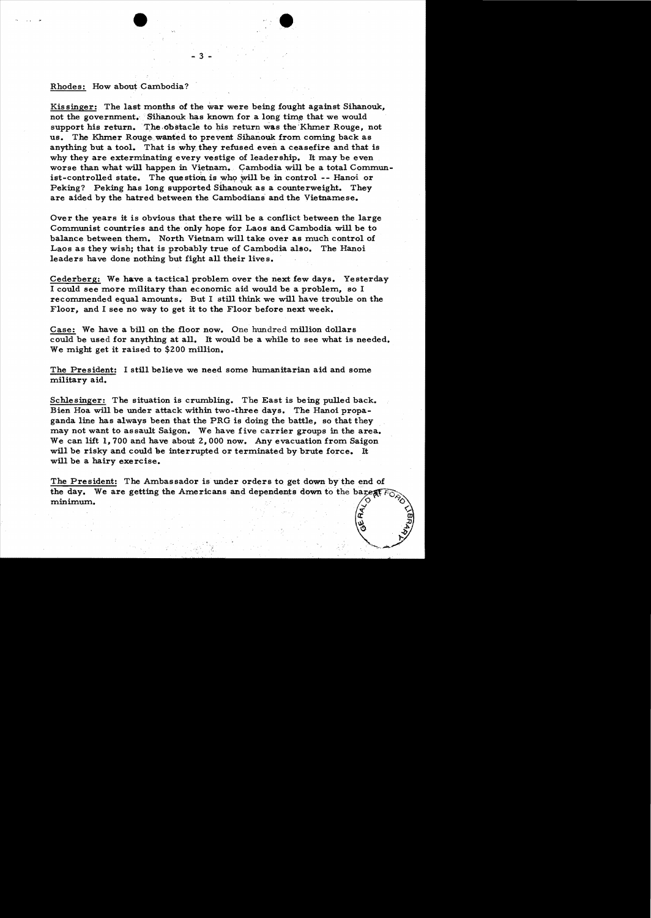Rhodes: How about Cambodia?

Kissinger: The last months of the war were being fought against Sihanouk, not the government. Sihanouk has known for a long time that we would support his return. The obstacle to his return was the Khmer Rouge, not us. The Khmer Rouge wanted to prevent Sihanouk from coming back as anything but a tool. That is why they refused even a ceasefire and that is why they are exterminating every vestige of leadership. It may be even worse than what will happen in Vietnam. Cambodia will be a total Communist-controlled state. The question is who will be in control -- Hanoi or Peking? Peking has long supported Sihanouk as a counterweight. They are aided by the hatred between the Cambodians and the Vietnamese.

Over the years it is obvious that there will be a conflict between the large Communist countries and the only hope for Laos and Cambodia will be to balance between them. North Vietnam will take over as much control of Laos as they wish; that is probably true of Cambodia also. The Hanoi leaders have done nothing but fight all their lives.

Cederberg: We have a tactical problem over the next few days. Yesterday I could see more military than economic aid would be a problem, so I recommended equal amounts. But I still think we will have trouble on the Floor, and I see no way to get it to the Floor before next week.

Case: We have a bill on the floor now. One hundred million dollars could be used for anything at all. It would be a while to see what is needed. We might get it raised to $200 million.

The President: I still believe we need some humanitarian aid and some military aid.

Schlesinger: The situation is crumbling. The East is being pulled back. Bien Hoa will be under attack within two-three days. The Hanoi propaganda line has always been that the PRG is doing the battle, so that they may not want to assault Saigon. We have five carrier groups in the area. We can lift 1,700 and have about 2,000 now. Any evacuation from Saigon will be risky and could be interrupted or terminated by brute force. It will be a hairy exercise.

The President: The Ambassador is under orders to get down by the end of the day. We are getting the Americans and dependents down to the barest minimum.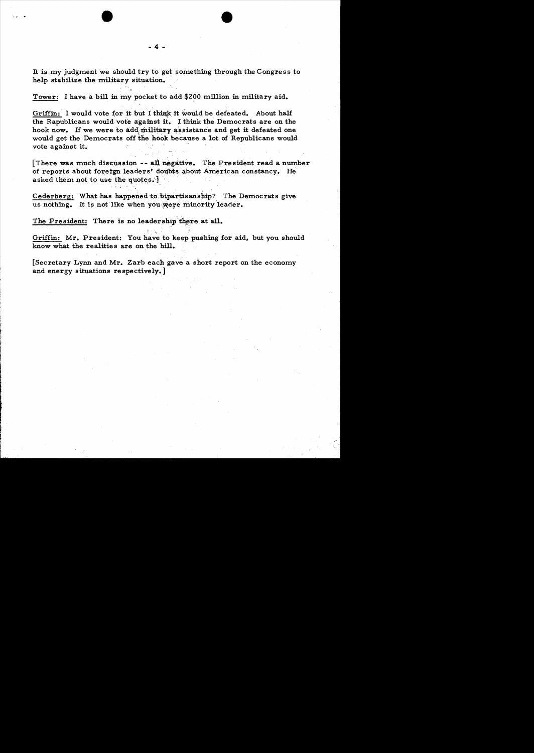It is my judgment we should try to get something through the Congress to help stabilize the military situation.

Tower: I have a bill in my pocket to add $200 million in military aid.

Griffin: I would vote for it but I think it would be defeated. About half the Rapublicans would vote against it. I think the Democrats are on the hook now. If we were to add military assistance and get it defeated one would get the Democrats off the hook because a lot of Republicans would vote against it.

[There was much discussion -- all negative. The President read a number of reports about foreign leaders' doubts about American constancy. He asked them not to use the quotes.]

Cederberg: What has happened to bipartisanship? The Democrats give us nothing. It is not like when you were minority leader.

The President: There is no leadership there at all.

Griffin: Mr. President: You have to keep pushing for aid, but you should know what the realities are on the hill.

[Secretary Lynn and Mr. Zarb each gave a short report on the economy and energy situations respectively.]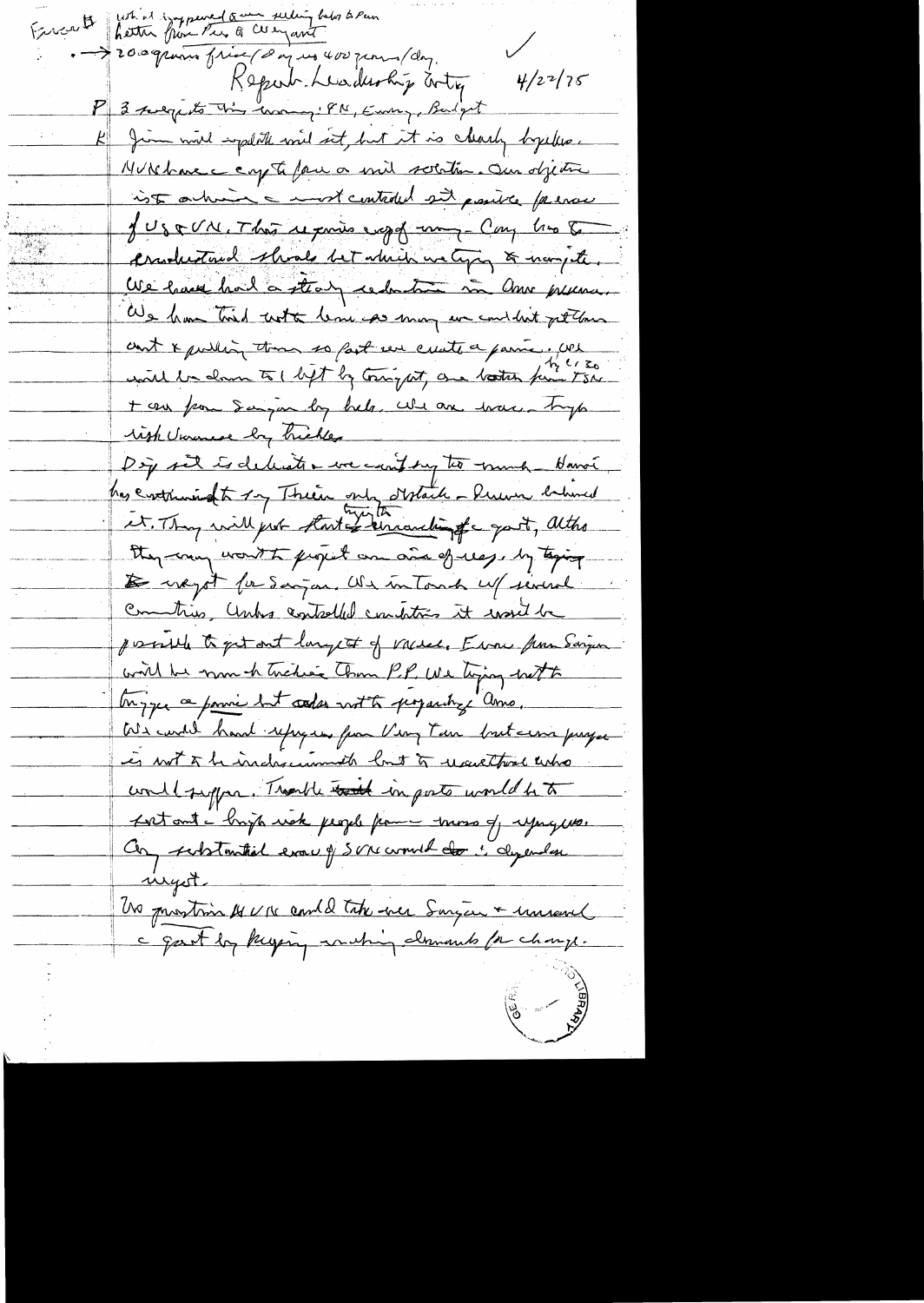Excerpt — what happened & are seeking help to Pam
Letter from Pres to Weyand

→ 20.0 grams fuel / day vs 400 grams/day.

✓

Report Leadership Mtg 4/22/75

P 3 subjects this morning: PN, Energy, Budget

K Jim will update mil sit, but it is clearly hopeless. NVN have capability for a mil solution. Our objective is to achieve a most controlled sit possible for evac of US & VN. This requires support among Cong. Has to understand steals but which we trying to navigate. We have had a steady reduction in Amer presence. We have tried not to leave so many we couldn't get them out & pulling them so fast we create a panic. We will be down to 1 lift by tonight, one tomorrow from TSN + can from Saigon by helo. We are moving high risk Vietnamese by trickles

Dip sit is delicate & we can't say too much. Hanoi has continued to say Thieu only obstacle — Pressure behind it. They will push forward tightening of a gvt, altho they may want to project an aura of legs. by trying to negot for Saigon. We in touch w/ several countries. Unless controlled conditions it would be possible to get out large # of vacuees. Evac from Saigon will be much trickier than P.P. We trying not to trigger a panic but also not to jeopardize Amos.

We could hand refugees from Vung Tau but our purpose is not to be indiscriminate but to evacuate who would suffer. Trouble in ports would be to sort out — high risk people from mass of refugees. Any substantial evac of SVN would do : depends on negot.

No question NVN could take over Saigon & unravel a govt by keeping making demands for change.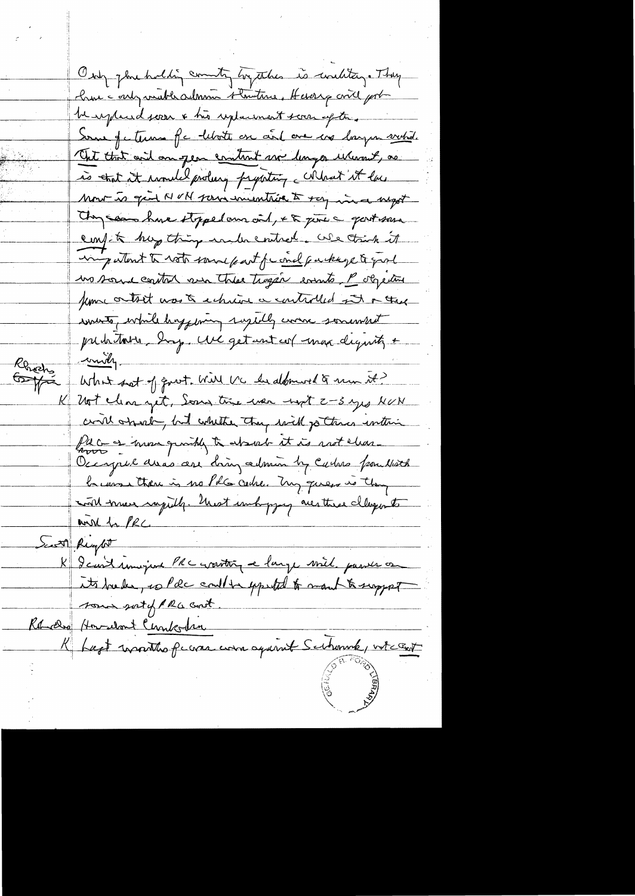Only glue holding country together is military. They have only viable admin structure. Huong will prob be replaced soon & his replacement soon after.

Some features of the letter are and are no longer valid. Not that aid any given content no longer relevant, so is that it would prolong fighting. What it has now is given NVN some incentive to say in a report they have stopped aid, & to give a great sense comfort to keep things under control. We think it important to vote some part of aid package to give us some control over these tragic events. P objective from outset was to achieve a controlled end to the events, while happening rapidly were somewhat precipitous, long. We get out w/ max dignity & unity.

Rhodes / Griffin: What sort of govt. Will VC be allowed to run it?

K Not clear yet. Some time over next 2-3 yrs NVN will absorb, but whether they will go thru interim PRG or move quickly to absorb it is not clear. Occupied areas are being admin by cadres from North because there is no PRG cadre. My guess is they will move rapidly. Most unhappy are those close to NVN by PRC.

Scott Rights

K I can't imagine PRC wanting a large mil. power on its border, so PRC could be expected to want to support some sort of PRG govt.

Rhodes How about Cambodia

K Last months of war were against Sihanouk, w/c [...]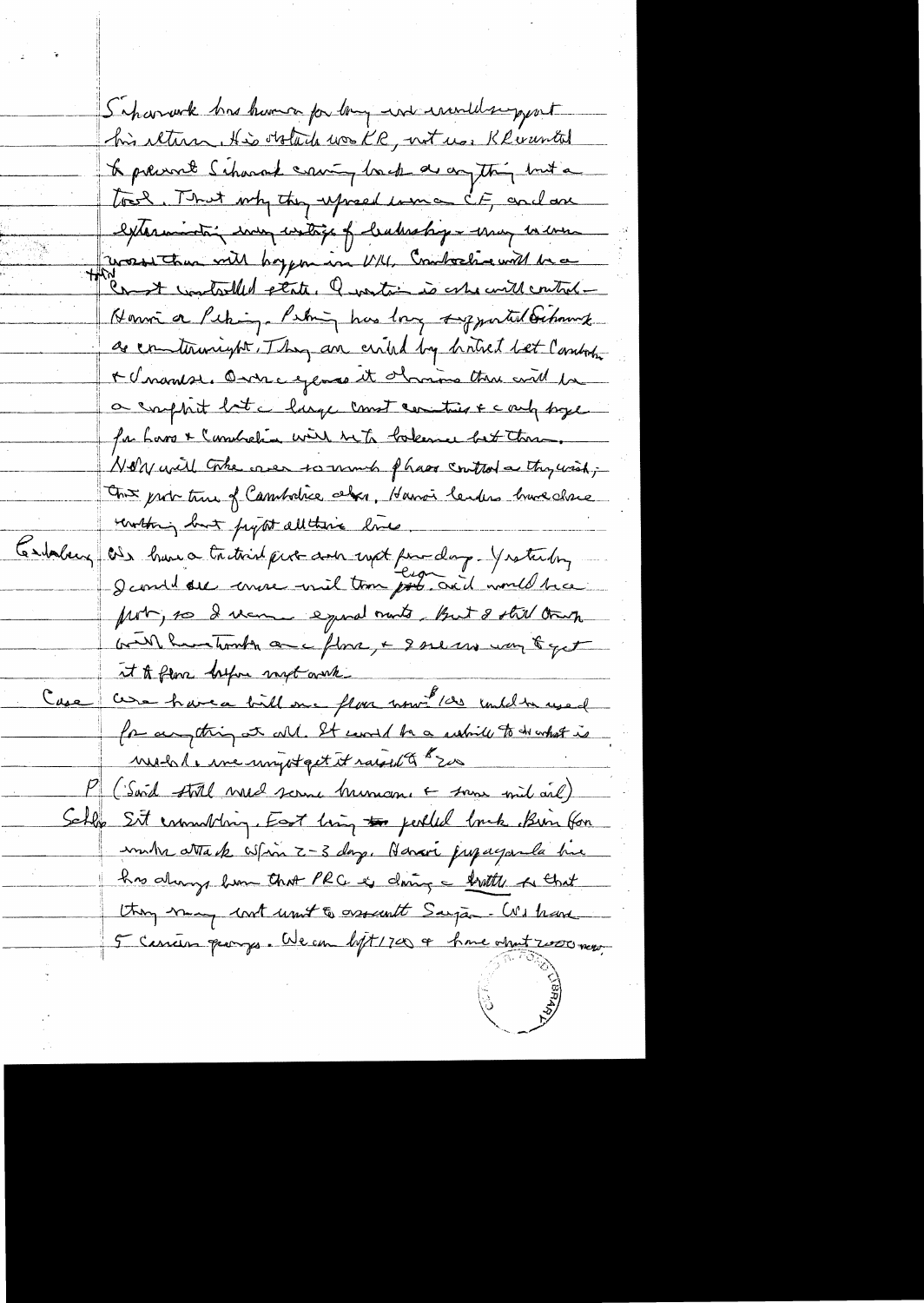Sihanouk has known for long we would support his return. His obstacle was KR, not us. KR wanted to prevent Sihanouk coming back as anything but a tool. That why they refused even a CF, and are exterminating every vestige of leadership — may be even worse than will happen in VN. Cambodia will be a most controlled state. Question is who will control — Hanoi or Peking. Peking has long supported Sihanouk as counterweight. They are ... by hatred bet Cambodia & Vnamese. Our e[vide]nce it shows there will be a conflict but a large mist countries & only hope for Laos & Cambodia will be to balance bet them. NVN will take over so much of Laos control as they wish; that prob true of Cambodia also. Hanoi leaders have done nothing but fight all their lives.

Goldwater: We have a tactical prob. over next few days. Yesterday I could see more mil than [...] aid would be a prob, so I urge equal amts. But I still think will have trouble on floor, & I see no way to get it to floor before next week.

Case: We have a bill on floor now. $100 could be used for anything at all. It would be a vehicle to do what is needed. We might get it raised to $200.

P (Said still need some humani. & some mil aid)

Schles: Sit crumbling. East being pulled back. Bien Hoa under attack w/in 2-3 days. Hanoi propaganda line has always been that PRG is doing battle so that they may not want to assault Saigon. We have 5 Cmsn groups. We can lift 1700 & have about 2000 now.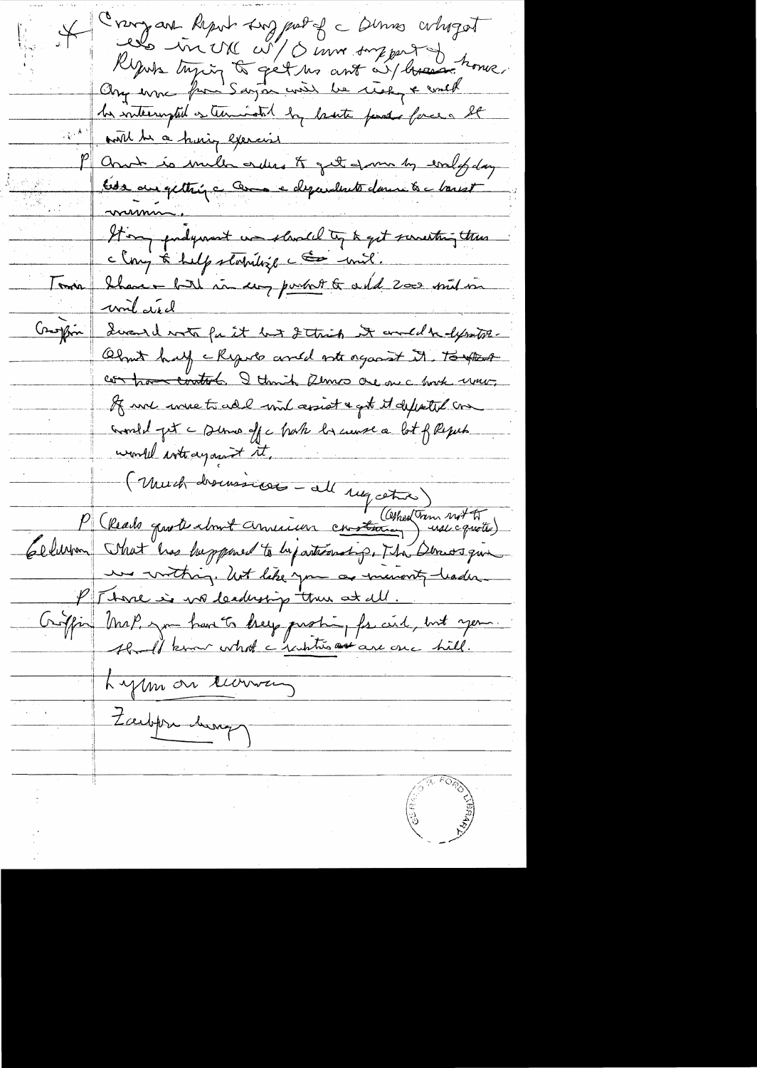X Crazy and Repub. tiny part of c Dems who got elec in UK w/ O min support of Repubs trying to get us out w/ honor. Any move from Saigon will be risky & will be interrupted or terminated by hostile force. It will be a hairy exercise.

P Am't is under orders to get down by end of day. Those are getting c Cong & dependents down to c barest minimum.

It is my judgment we should try to get something thru c Cong to help stabilize c mil.

Tower Sharon - bill in dep. point to add 200 mil in mil aid

Griffin I would vote for it but I think it would be defeated. Almost half c Repubs would vote against it. To start control. I think Dems are on c hook now. If we were to add mil assist & get it defeated, we would get c Dems off c hook because a lot of Repubs would vote against it.

(Much discussion - all negative)

P (Reads quote about American [other than not to use quote] countries)

Cederberg What has happened to bipartisanship. The Dems give us nothing. Not like you as minority leader.

P There is no leadership there at all.

Griffin Mr P, you have to keep pushing for aid, but you should know what c realities are on c hill.

Lynn on economy

Zarb on energy